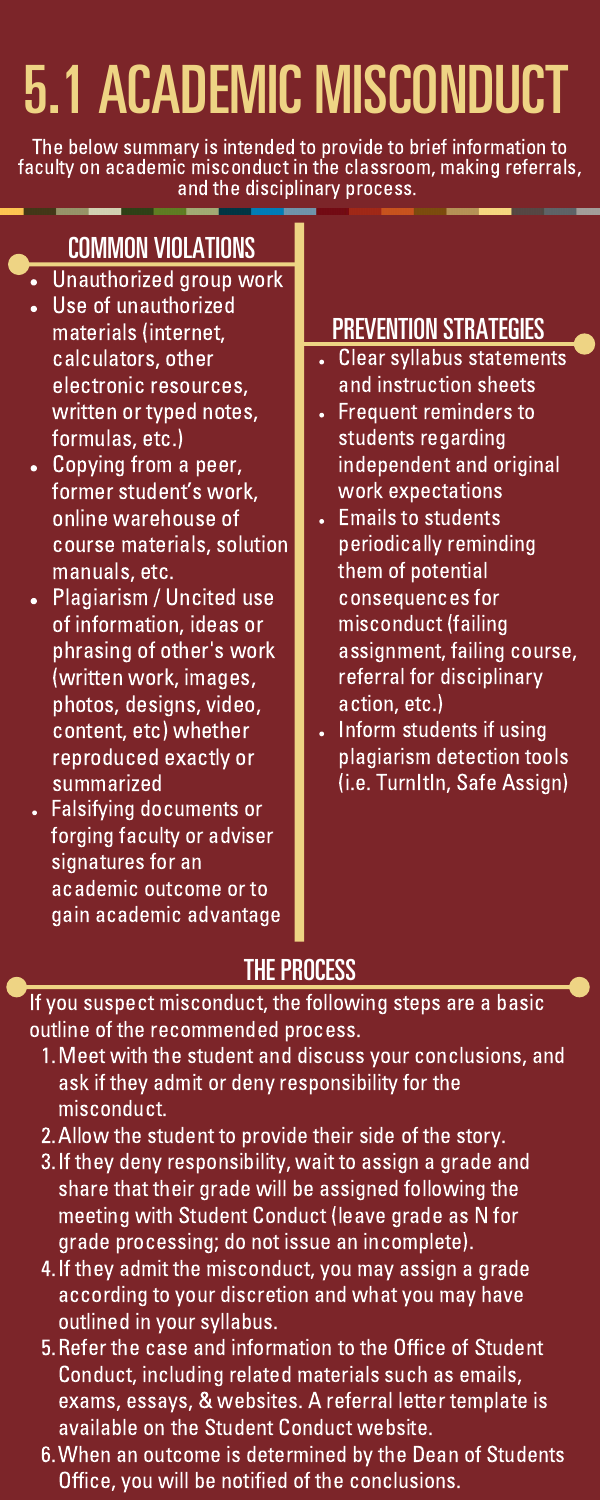# 5.1 ACADEMIC MISCONDUCT

The below summary is intended to provide to brief information to faculty on academic misconduct in the classroom, making referrals, and the disciplinary process.

## COMMON VIOLATIONS

- Unauthorized group work
- Use of unauthorized materials (internet, calculators, other electronic resources, written or typed notes, formulas, etc.)
- Copying from a peer, former student's work, online warehouse of course materials, solution manuals, etc.
- Plagiarism / Uncited use of information, ideas or phrasing of other's work (written work, images, photos, designs, video, content, etc) whether reproduced exactly or summarized
- Falsifying documents or forging faculty or adviser signatures for an academic outcome or to gain academic advantage

## PREVENTION STRATEGIES

- Clear syllabus statements and instruction sheets
- Frequent reminders to students regarding independent and original work expectations
- Emails to students periodically reminding them of potential consequences for misconduct (failing assignment, failing course, referral for disciplinary action, etc.)
- Inform students if using plagiarism detection tools (i.e. TurnItIn, Safe Assign)

## THE PROCESS

If you suspect misconduct, the following steps are a basic outline of the recommended process.

1. Meet with the student and discuss your conclusions, and ask if they admit or deny responsibility for the misconduct.
2. Allow the student to provide their side of the story.
3. If they deny responsibility, wait to assign a grade and share that their grade will be assigned following the meeting with Student Conduct (leave grade as N for grade processing; do not issue an incomplete).
4. If they admit the misconduct, you may assign a grade according to your discretion and what you may have outlined in your syllabus.
5. Refer the case and information to the Office of Student Conduct, including related materials such as emails, exams, essays, & websites. A referral letter template is available on the Student Conduct website.
6. When an outcome is determined by the Dean of Students Office, you will be notified of the conclusions.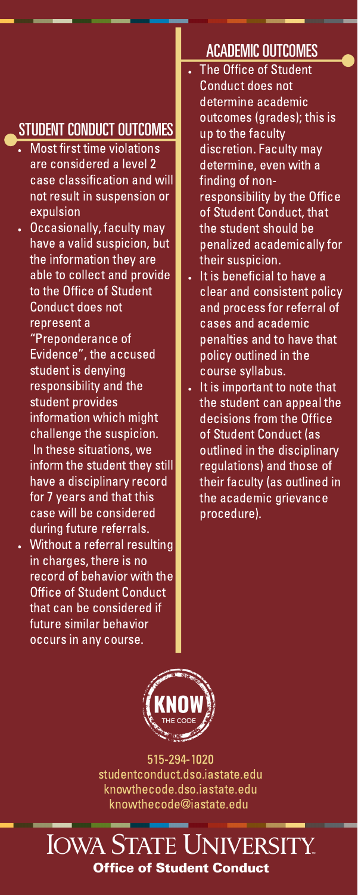## STUDENT CONDUCT OUTCOMES

- Most first time violations are considered a level 2 case classification and will not result in suspension or expulsion
- Occasionally, faculty may have a valid suspicion, but the information they are able to collect and provide to the Office of Student Conduct does not represent a "Preponderance of Evidence", the accused student is denying responsibility and the student provides information which might challenge the suspicion. In these situations, we inform the student they still have a disciplinary record for 7 years and that this case will be considered during future referrals.
- Without a referral resulting in charges, there is no record of behavior with the Office of Student Conduct that can be considered if future similar behavior occurs in any course.

## ACADEMIC OUTCOMES

- The Office of Student Conduct does not determine academic outcomes (grades); this is up to the faculty discretion. Faculty may determine, even with a finding of non-responsibility by the Office of Student Conduct, that the student should be penalized academically for their suspicion.
- It is beneficial to have a clear and consistent policy and process for referral of cases and academic penalties and to have that policy outlined in the course syllabus.
- It is important to note that the student can appeal the decisions from the Office of Student Conduct (as outlined in the disciplinary regulations) and those of their faculty (as outlined in the academic grievance procedure).

KNOW THE CODE

515-294-1020
studentconduct.dso.iastate.edu
knowthecode.dso.iastate.edu
knowthecode@iastate.edu

IOWA STATE UNIVERSITY
**Office of Student Conduct**